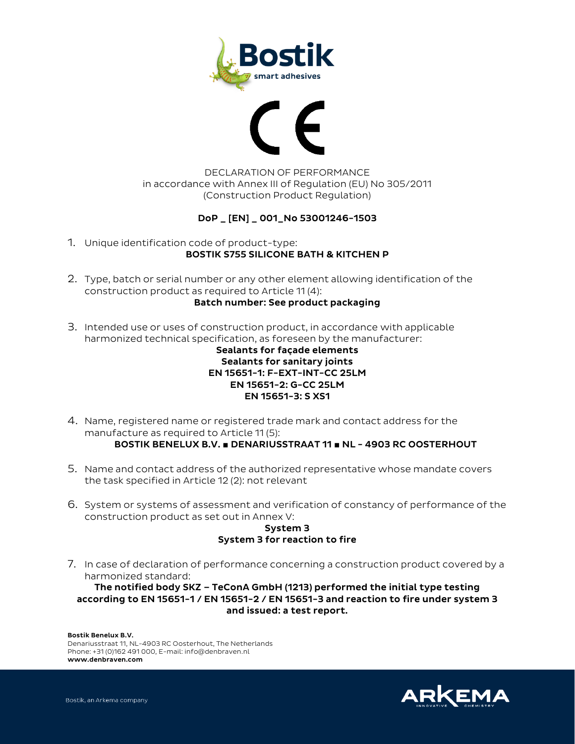DECLARATION OF PERFORMANCE
in accordance with Annex III of Regulation (EU) No 305/2011
(Construction Product Regulation)

**DoP _ [EN] _ 001_No 53001246-1503**

1. Unique identification code of product-type:
   **BOSTIK S755 SILICONE BATH & KITCHEN P**

2. Type, batch or serial number or any other element allowing identification of the construction product as required to Article 11 (4):
   **Batch number: See product packaging**

3. Intended use or uses of construction product, in accordance with applicable harmonized technical specification, as foreseen by the manufacturer:
   **Sealants for façade elements**
   **Sealants for sanitary joints**
   **EN 15651-1: F-EXT-INT-CC 25LM**
   **EN 15651-2: G-CC 25LM**
   **EN 15651-3: S XS1**

4. Name, registered name or registered trade mark and contact address for the manufacture as required to Article 11 (5):
   **BOSTIK BENELUX B.V. ■ DENARIUSSTRAAT 11 ■ NL - 4903 RC OOSTERHOUT**

5. Name and contact address of the authorized representative whose mandate covers the task specified in Article 12 (2): not relevant

6. System or systems of assessment and verification of constancy of performance of the construction product as set out in Annex V:
   **System 3**
   **System 3 for reaction to fire**

7. In case of declaration of performance concerning a construction product covered by a harmonized standard:
   **The notified body SKZ – TeConA GmbH (1213) performed the initial type testing according to EN 15651-1 / EN 15651-2 / EN 15651-3 and reaction to fire under system 3 and issued: a test report.**

**Bostik Benelux B.V.**
Denariusstraat 11, NL-4903 RC Oosterhout, The Netherlands
Phone: +31 (0)162 491 000, E-mail: info@denbraven.nl
**www.denbraven.com**

Bostik, an Arkema company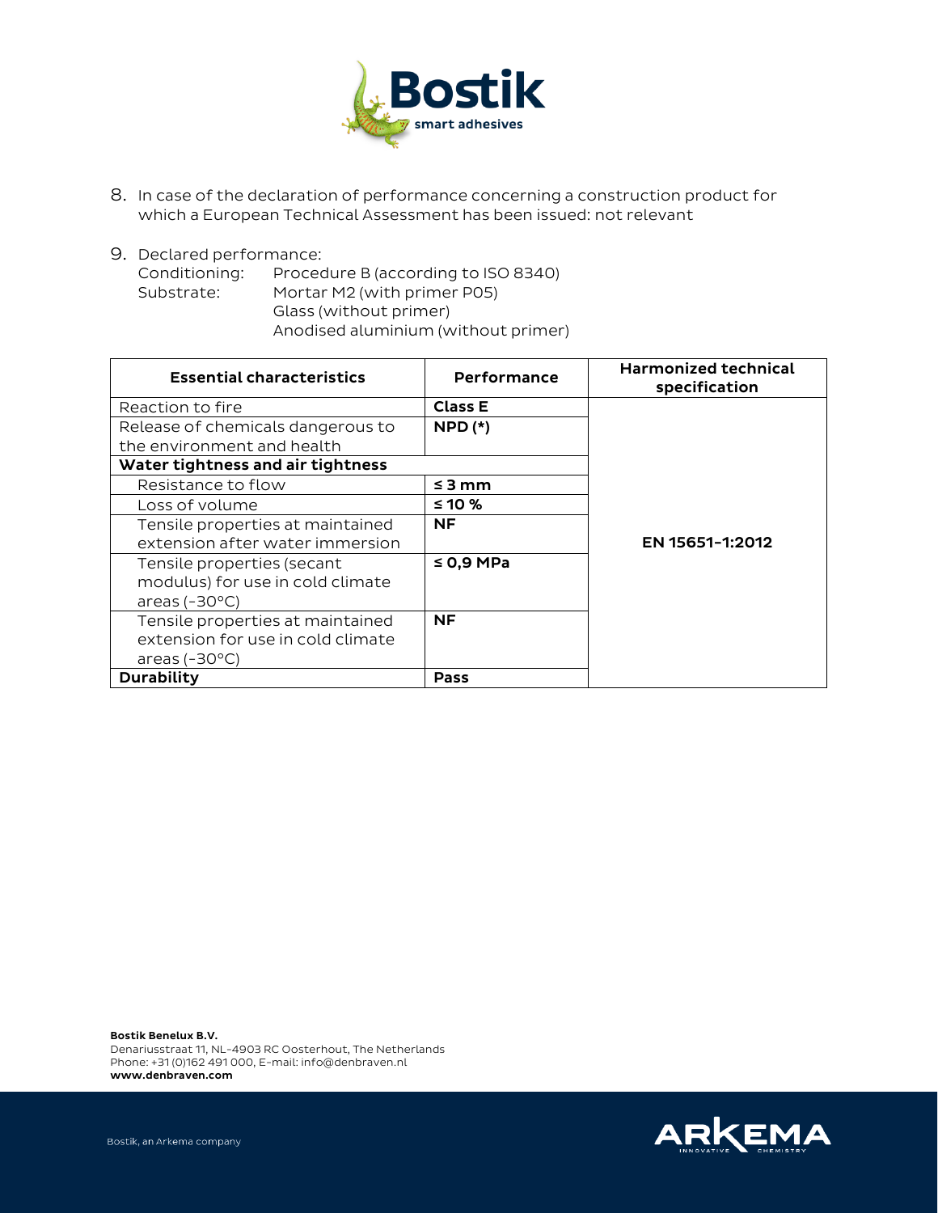8. In case of the declaration of performance concerning a construction product for which a European Technical Assessment has been issued: not relevant

9. Declared performance:
   Conditioning: Procedure B (according to ISO 8340)
   Substrate: Mortar M2 (with primer P05)
   Glass (without primer)
   Anodised aluminium (without primer)

| Essential characteristics | Performance | Harmonized technical specification |
|---|---|---|
| Reaction to fire | **Class E** | EN 15651-1:2012 |
| Release of chemicals dangerous to the environment and health | **NPD (*)** | |
| **Water tightness and air tightness** | | |
| Resistance to flow | **≤ 3 mm** | |
| Loss of volume | **≤ 10 %** | |
| Tensile properties at maintained extension after water immersion | **NF** | |
| Tensile properties (secant modulus) for use in cold climate areas (-30°C) | **≤ 0,9 MPa** | |
| Tensile properties at maintained extension for use in cold climate areas (-30°C) | **NF** | |
| **Durability** | **Pass** | |

**Bostik Benelux B.V.**
Denariusstraat 11, NL-4903 RC Oosterhout, The Netherlands
Phone: +31 (0)162 491 000, E-mail: info@denbraven.nl
**www.denbraven.com**

Bostik, an Arkema company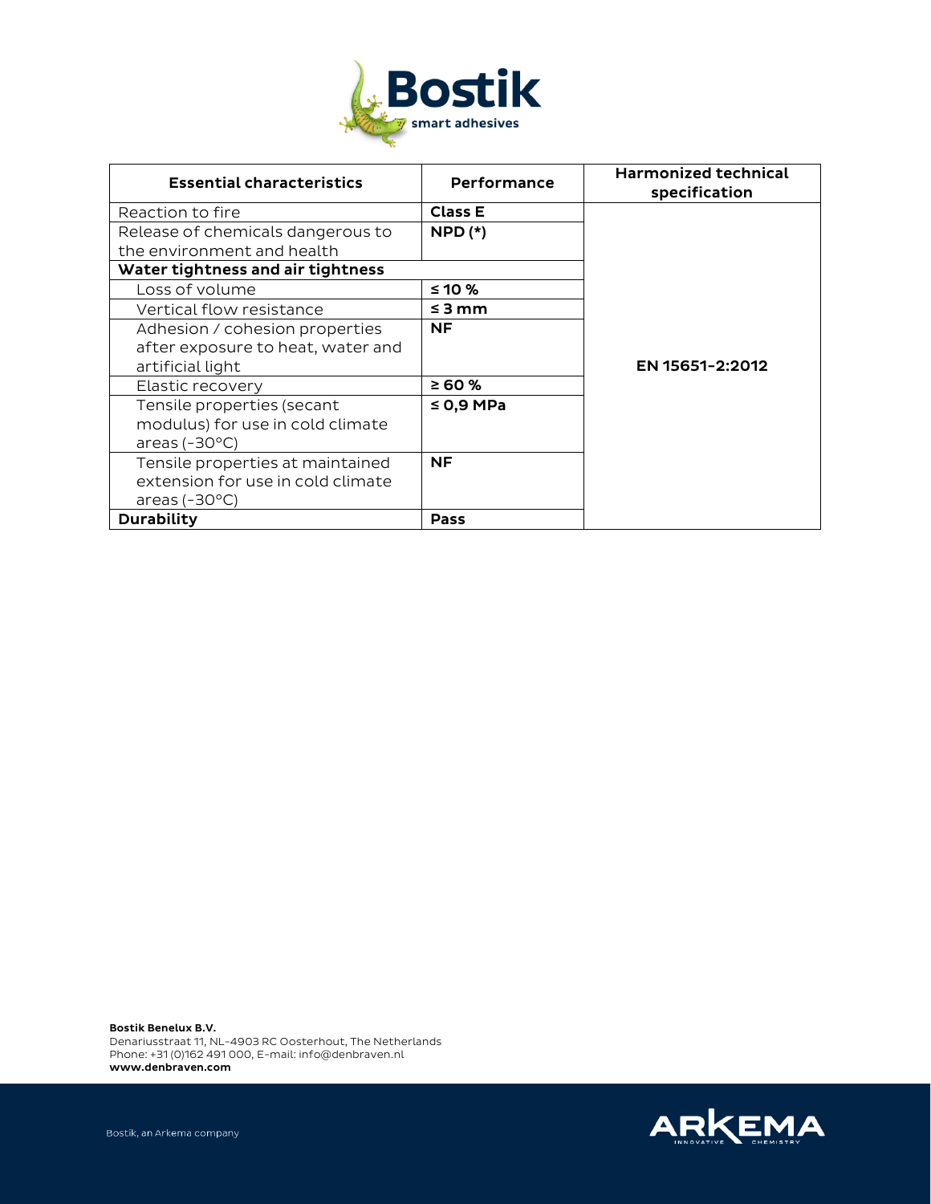| Essential characteristics | Performance | Harmonized technical specification |
|---|---|---|
| Reaction to fire | **Class E** | EN 15651-2:2012 |
| Release of chemicals dangerous to the environment and health | **NPD (*)** | |
| **Water tightness and air tightness** | | |
| Loss of volume | **≤ 10 %** | |
| Vertical flow resistance | **≤ 3 mm** | |
| Adhesion / cohesion properties after exposure to heat, water and artificial light | **NF** | |
| Elastic recovery | **≥ 60 %** | |
| Tensile properties (secant modulus) for use in cold climate areas (-30°C) | **≤ 0,9 MPa** | |
| Tensile properties at maintained extension for use in cold climate areas (-30°C) | **NF** | |
| **Durability** | **Pass** | |

**Bostik Benelux B.V.**
Denariusstraat 11, NL-4903 RC Oosterhout, The Netherlands
Phone: +31 (0)162 491 000, E-mail: info@denbraven.nl
**www.denbraven.com**

Bostik, an Arkema company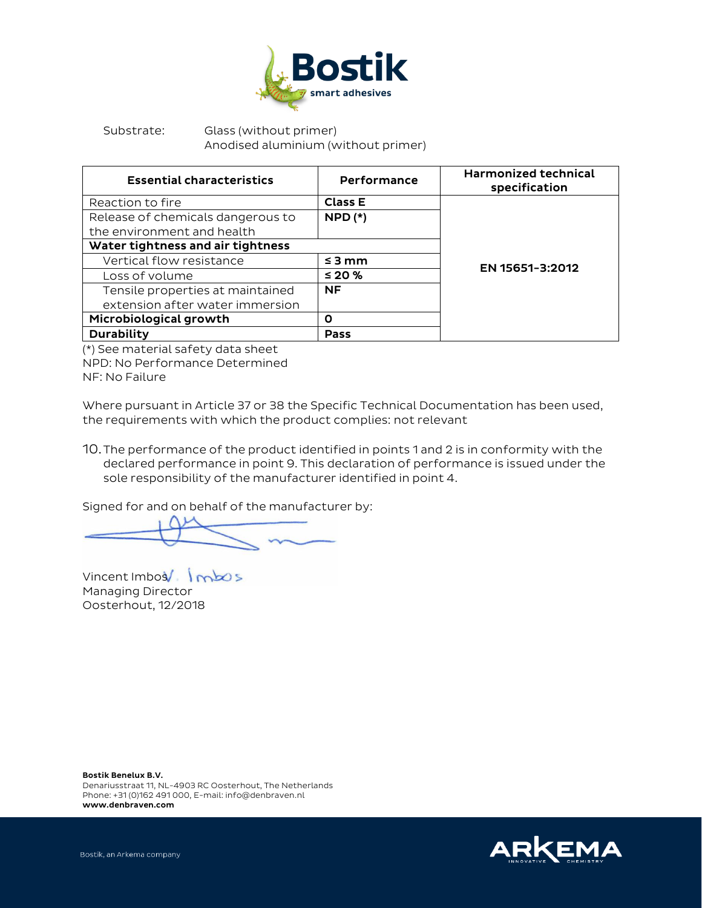Substrate: Glass (without primer)
Anodised aluminium (without primer)

| Essential characteristics | Performance | Harmonized technical specification |
|---|---|---|
| Reaction to fire | **Class E** | EN 15651-3:2012 |
| Release of chemicals dangerous to the environment and health | **NPD (*)** | |
| **Water tightness and air tightness** | | |
| Vertical flow resistance | **≤ 3 mm** | |
| Loss of volume | **≤ 20 %** | |
| Tensile properties at maintained extension after water immersion | **NF** | |
| **Microbiological growth** | **0** | |
| **Durability** | **Pass** | |

(*) See material safety data sheet
NPD: No Performance Determined
NF: No Failure

Where pursuant in Article 37 or 38 the Specific Technical Documentation has been used, the requirements with which the product complies: not relevant

10. The performance of the product identified in points 1 and 2 is in conformity with the declared performance in point 9. This declaration of performance is issued under the sole responsibility of the manufacturer identified in point 4.

Signed for and on behalf of the manufacturer by:

Vincent Imbos
Managing Director
Oosterhout, 12/2018

**Bostik Benelux B.V.**
Denariusstraat 11, NL-4903 RC Oosterhout, The Netherlands
Phone: +31 (0)162 491 000, E-mail: info@denbraven.nl
**www.denbraven.com**

Bostik, an Arkema company